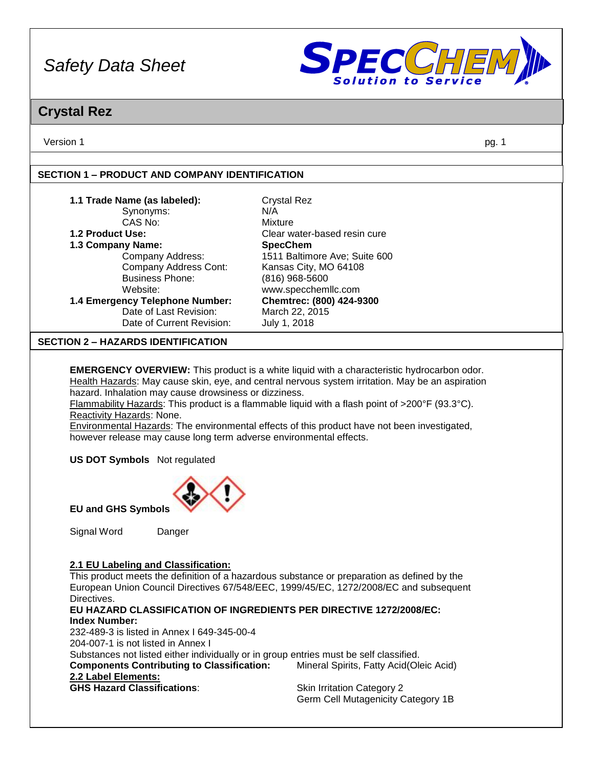# Safety Data Sheet

## Crystal Rez

Version 1

### SECTION 1 – PRODUCT AND COMPANY IDENTIFICATION

| | |
|---|---|
| **1.1 Trade Name (as labeled):** | Crystal Rez |
| Synonyms: | N/A |
| CAS No: | Mixture |
| **1.2 Product Use:** | Clear water-based resin cure |
| **1.3 Company Name:** | **SpecChem** |
| Company Address: | 1511 Baltimore Ave; Suite 600 |
| Company Address Cont: | Kansas City, MO 64108 |
| Business Phone: | (816) 968-5600 |
| Website: | www.specchemllc.com |
| **1.4 Emergency Telephone Number:** | **Chemtrec: (800) 424-9300** |
| Date of Last Revision: | March 22, 2015 |
| Date of Current Revision: | July 1, 2018 |

### SECTION 2 – HAZARDS IDENTIFICATION

**EMERGENCY OVERVIEW:** This product is a white liquid with a characteristic hydrocarbon odor.
Health Hazards: May cause skin, eye, and central nervous system irritation. May be an aspiration hazard. Inhalation may cause drowsiness or dizziness.
Flammability Hazards: This product is a flammable liquid with a flash point of >200°F (93.3°C).
Reactivity Hazards: None.
Environmental Hazards: The environmental effects of this product have not been investigated, however release may cause long term adverse environmental effects.

**US DOT Symbols** Not regulated

**EU and GHS Symbols**

Signal Word Danger

**2.1 EU Labeling and Classification:**
This product meets the definition of a hazardous substance or preparation as defined by the European Union Council Directives 67/548/EEC, 1999/45/EC, 1272/2008/EC and subsequent Directives.
**EU HAZARD CLASSIFICATION OF INGREDIENTS PER DIRECTIVE 1272/2008/EC:**
**Index Number:**
232-489-3 is listed in Annex I 649-345-00-4
204-007-1 is not listed in Annex I
Substances not listed either individually or in group entries must be self classified.
**Components Contributing to Classification:** Mineral Spirits, Fatty Acid(Oleic Acid)
**2.2 Label Elements:**
**GHS Hazard Classifications**: Skin Irritation Category 2
Germ Cell Mutagenicity Category 1B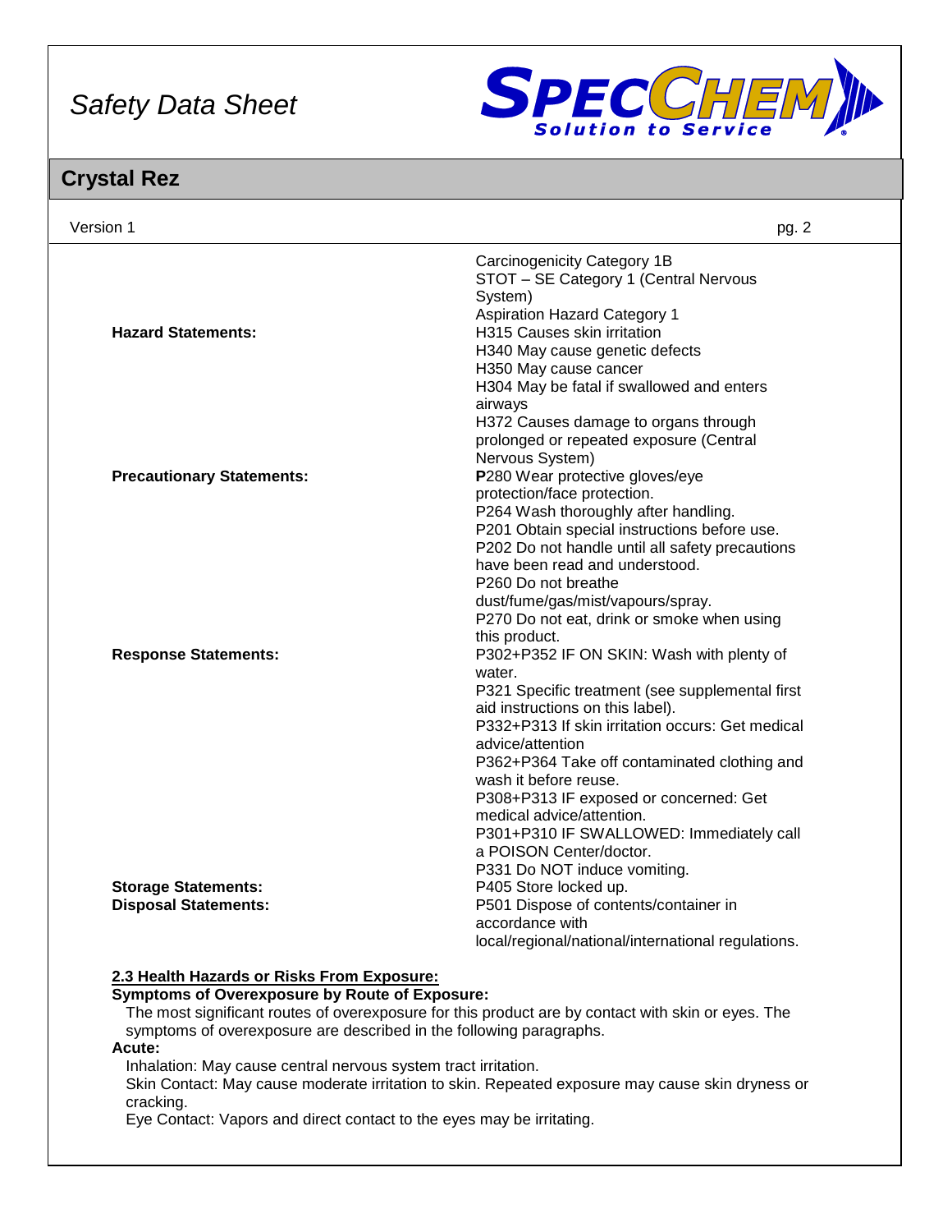| | |
|---|---|
| | Carcinogenicity Category 1B<br>STOT – SE Category 1 (Central Nervous System)<br>Aspiration Hazard Category 1 |
| **Hazard Statements:** | H315 Causes skin irritation<br>H340 May cause genetic defects<br>H350 May cause cancer<br>H304 May be fatal if swallowed and enters airways<br>H372 Causes damage to organs through prolonged or repeated exposure (Central Nervous System) |
| **Precautionary Statements:** | **P**280 Wear protective gloves/eye protection/face protection.<br>P264 Wash thoroughly after handling.<br>P201 Obtain special instructions before use.<br>P202 Do not handle until all safety precautions have been read and understood.<br>P260 Do not breathe dust/fume/gas/mist/vapours/spray.<br>P270 Do not eat, drink or smoke when using this product. |
| **Response Statements:** | P302+P352 IF ON SKIN: Wash with plenty of water.<br>P321 Specific treatment (see supplemental first aid instructions on this label).<br>P332+P313 If skin irritation occurs: Get medical advice/attention<br>P362+P364 Take off contaminated clothing and wash it before reuse.<br>P308+P313 IF exposed or concerned: Get medical advice/attention.<br>P301+P310 IF SWALLOWED: Immediately call a POISON Center/doctor.<br>P331 Do NOT induce vomiting. |
| **Storage Statements:** | P405 Store locked up. |
| **Disposal Statements:** | P501 Dispose of contents/container in accordance with local/regional/national/international regulations. |

**2.3 Health Hazards or Risks From Exposure:**

**Symptoms of Overexposure by Route of Exposure:**

The most significant routes of overexposure for this product are by contact with skin or eyes. The symptoms of overexposure are described in the following paragraphs.

**Acute:**

Inhalation: May cause central nervous system tract irritation.

Skin Contact: May cause moderate irritation to skin. Repeated exposure may cause skin dryness or cracking.

Eye Contact: Vapors and direct contact to the eyes may be irritating.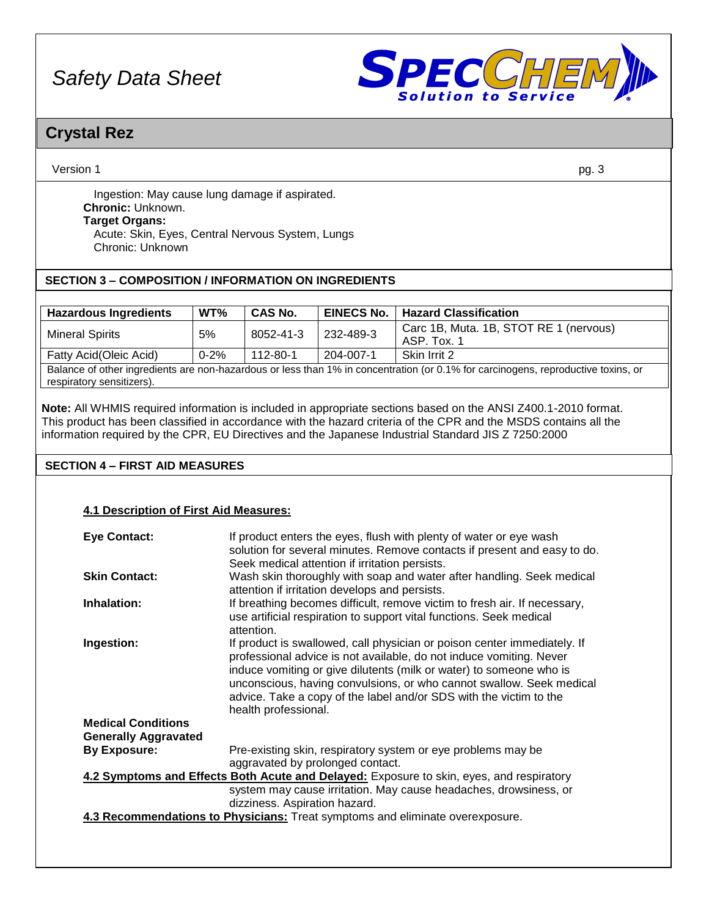Ingestion: May cause lung damage if aspirated.

**Chronic:** Unknown.

**Target Organs:**

Acute: Skin, Eyes, Central Nervous System, Lungs

Chronic: Unknown

## SECTION 3 – COMPOSITION / INFORMATION ON INGREDIENTS

| Hazardous Ingredients | WT% | CAS No. | EINECS No. | Hazard Classification |
|---|---|---|---|---|
| Mineral Spirits | 5% | 8052-41-3 | 232-489-3 | Carc 1B, Muta. 1B, STOT RE 1 (nervous) ASP. Tox. 1 |
| Fatty Acid(Oleic Acid) | 0-2% | 112-80-1 | 204-007-1 | Skin Irrit 2 |
| Balance of other ingredients are non-hazardous or less than 1% in concentration (or 0.1% for carcinogens, reproductive toxins, or respiratory sensitizers). | | | | |

**Note:** All WHMIS required information is included in appropriate sections based on the ANSI Z400.1-2010 format. This product has been classified in accordance with the hazard criteria of the CPR and the MSDS contains all the information required by the CPR, EU Directives and the Japanese Industrial Standard JIS Z 7250:2000

## SECTION 4 – FIRST AID MEASURES

### 4.1 Description of First Aid Measures:

**Eye Contact:** If product enters the eyes, flush with plenty of water or eye wash solution for several minutes. Remove contacts if present and easy to do. Seek medical attention if irritation persists.

**Skin Contact:** Wash skin thoroughly with soap and water after handling. Seek medical attention if irritation develops and persists.

**Inhalation:** If breathing becomes difficult, remove victim to fresh air. If necessary, use artificial respiration to support vital functions. Seek medical attention.

**Ingestion:** If product is swallowed, call physician or poison center immediately. If professional advice is not available, do not induce vomiting. Never induce vomiting or give dilutents (milk or water) to someone who is unconscious, having convulsions, or who cannot swallow. Seek medical advice. Take a copy of the label and/or SDS with the victim to the health professional.

**Medical Conditions Generally Aggravated By Exposure:** Pre-existing skin, respiratory system or eye problems may be aggravated by prolonged contact.

**4.2 Symptoms and Effects Both Acute and Delayed:** Exposure to skin, eyes, and respiratory system may cause irritation. May cause headaches, drowsiness, or dizziness. Aspiration hazard.

**4.3 Recommendations to Physicians:** Treat symptoms and eliminate overexposure.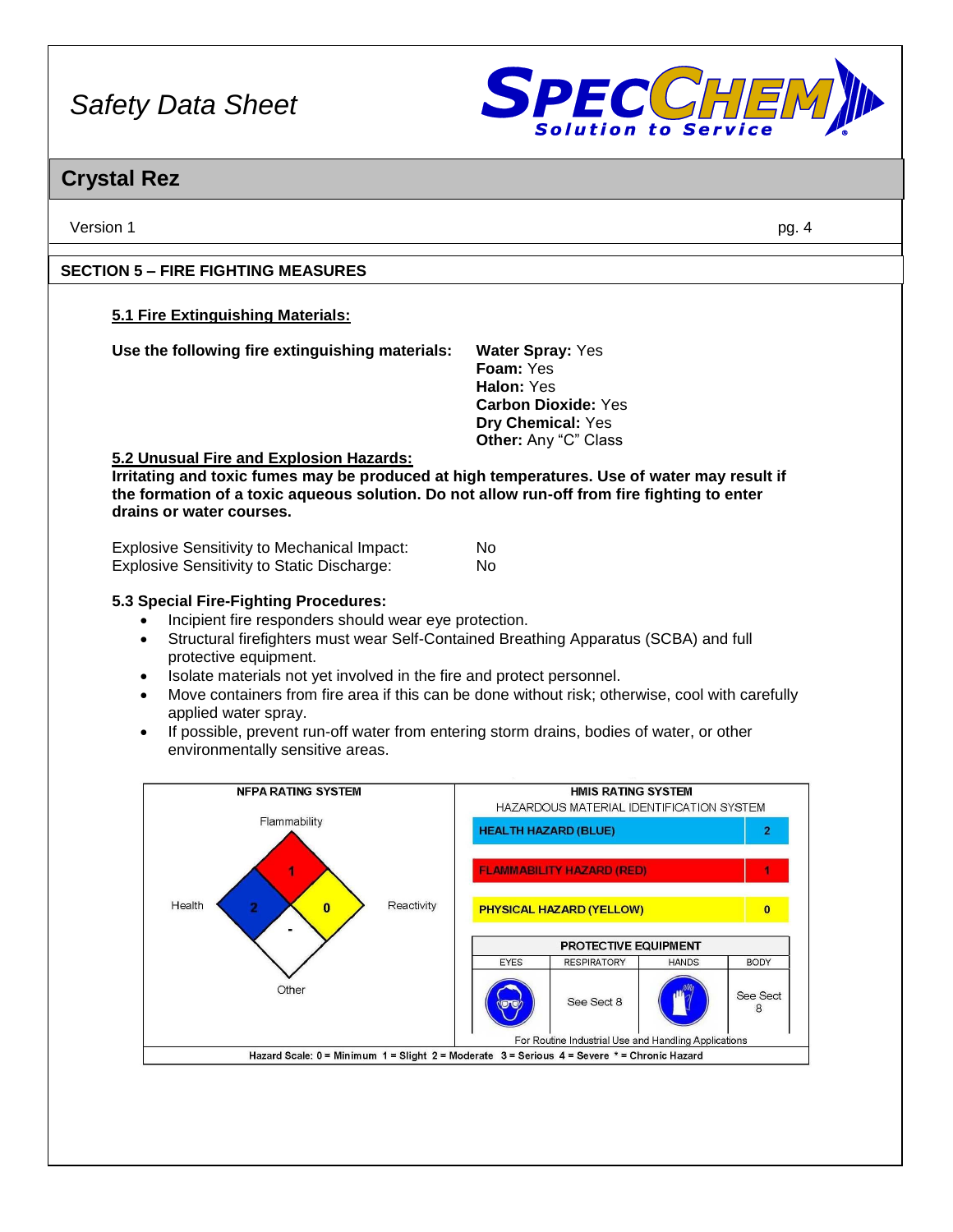## SECTION 5 – FIRE FIGHTING MEASURES

### 5.1 Fire Extinguishing Materials:

**Use the following fire extinguishing materials:**

**Water Spray:** Yes
**Foam:** Yes
**Halon:** Yes
**Carbon Dioxide:** Yes
**Dry Chemical:** Yes
**Other:** Any "C" Class

### 5.2 Unusual Fire and Explosion Hazards:

**Irritating and toxic fumes may be produced at high temperatures. Use of water may result if the formation of a toxic aqueous solution. Do not allow run-off from fire fighting to enter drains or water courses.**

| | |
|---|---|
| Explosive Sensitivity to Mechanical Impact: | No |
| Explosive Sensitivity to Static Discharge: | No |

### 5.3 Special Fire-Fighting Procedures:

- Incipient fire responders should wear eye protection.
- Structural firefighters must wear Self-Contained Breathing Apparatus (SCBA) and full protective equipment.
- Isolate materials not yet involved in the fire and protect personnel.
- Move containers from fire area if this can be done without risk; otherwise, cool with carefully applied water spray.
- If possible, prevent run-off water from entering storm drains, bodies of water, or other environmentally sensitive areas.

**NFPA RATING SYSTEM**

| Category | Rating |
|---|---|
| Flammability | 1 |
| Health | 2 |
| Reactivity | 0 |
| Other | - |

**HMIS RATING SYSTEM**

HAZARDOUS MATERIAL IDENTIFICATION SYSTEM

| Hazard | Rating |
|---|---|
| HEALTH HAZARD (BLUE) | 2 |
| FLAMMABILITY HAZARD (RED) | 1 |
| PHYSICAL HAZARD (YELLOW) | 0 |

**PROTECTIVE EQUIPMENT**

| EYES | RESPIRATORY | HANDS | BODY |
|---|---|---|---|
| | See Sect 8 | | See Sect 8 |

For Routine Industrial Use and Handling Applications

Hazard Scale: 0 = Minimum 1 = Slight 2 = Moderate 3 = Serious 4 = Severe * = Chronic Hazard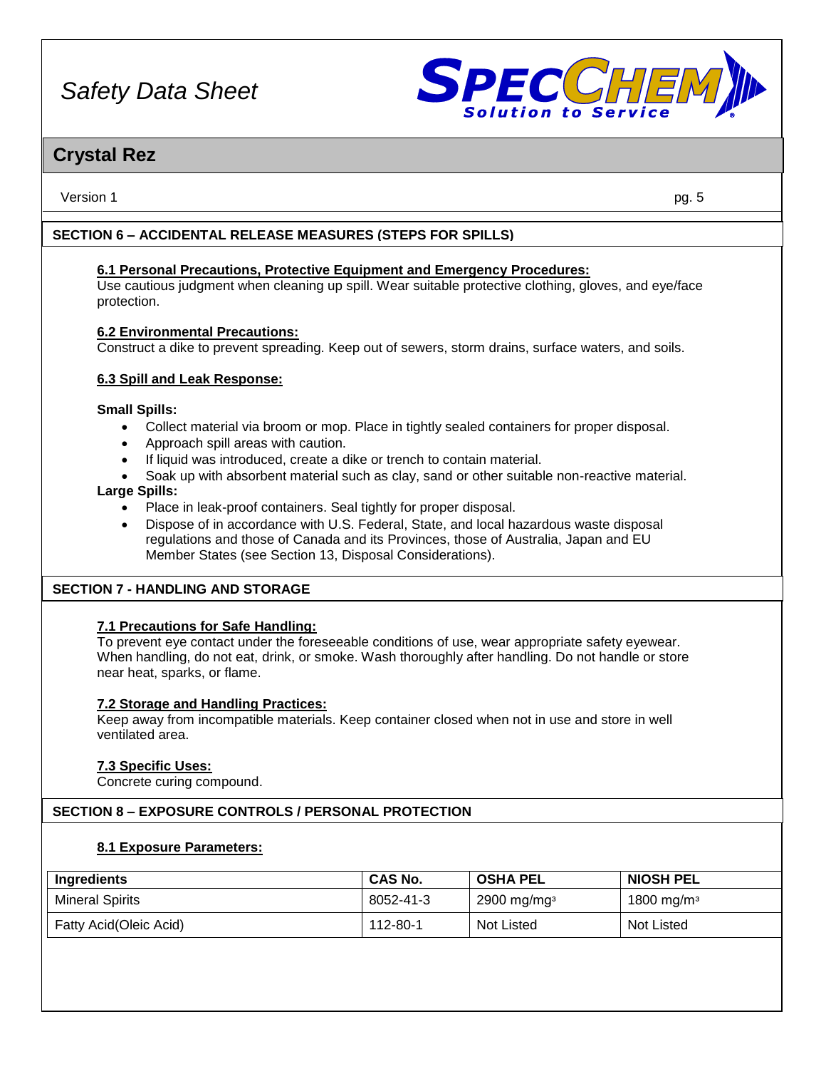## SECTION 6 – ACCIDENTAL RELEASE MEASURES (STEPS FOR SPILLS)

**6.1 Personal Precautions, Protective Equipment and Emergency Procedures:**
Use cautious judgment when cleaning up spill. Wear suitable protective clothing, gloves, and eye/face protection.

**6.2 Environmental Precautions:**
Construct a dike to prevent spreading. Keep out of sewers, storm drains, surface waters, and soils.

**6.3 Spill and Leak Response:**

**Small Spills:**

- Collect material via broom or mop. Place in tightly sealed containers for proper disposal.
- Approach spill areas with caution.
- If liquid was introduced, create a dike or trench to contain material.
- Soak up with absorbent material such as clay, sand or other suitable non-reactive material.

**Large Spills:**

- Place in leak-proof containers. Seal tightly for proper disposal.
- Dispose of in accordance with U.S. Federal, State, and local hazardous waste disposal regulations and those of Canada and its Provinces, those of Australia, Japan and EU Member States (see Section 13, Disposal Considerations).

## SECTION 7 - HANDLING AND STORAGE

**7.1 Precautions for Safe Handling:**
To prevent eye contact under the foreseeable conditions of use, wear appropriate safety eyewear. When handling, do not eat, drink, or smoke. Wash thoroughly after handling. Do not handle or store near heat, sparks, or flame.

**7.2 Storage and Handling Practices:**
Keep away from incompatible materials. Keep container closed when not in use and store in well ventilated area.

**7.3 Specific Uses:**
Concrete curing compound.

## SECTION 8 – EXPOSURE CONTROLS / PERSONAL PROTECTION

**8.1 Exposure Parameters:**

| Ingredients | CAS No. | OSHA PEL | NIOSH PEL |
|---|---|---|---|
| Mineral Spirits | 8052-41-3 | 2900 mg/mg$^3$ | 1800 mg/m$^3$ |
| Fatty Acid(Oleic Acid) | 112-80-1 | Not Listed | Not Listed |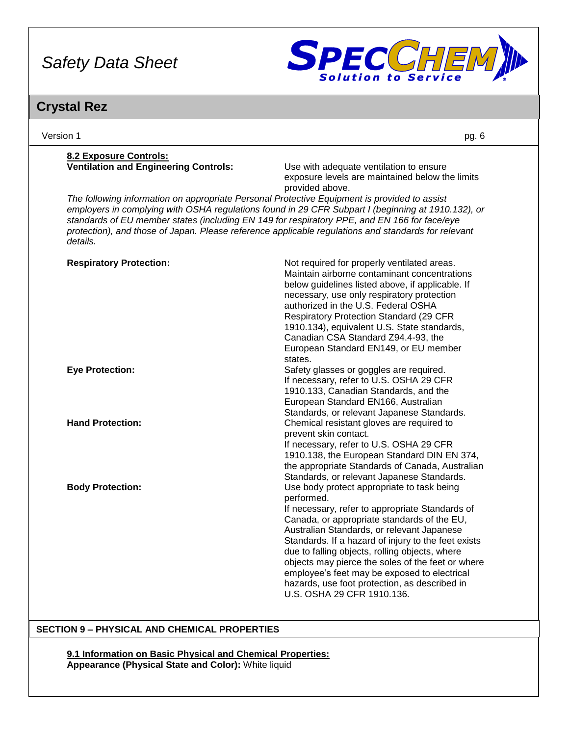#### 8.2 Exposure Controls:

**Ventilation and Engineering Controls:** Use with adequate ventilation to ensure exposure levels are maintained below the limits provided above.

*The following information on appropriate Personal Protective Equipment is provided to assist employers in complying with OSHA regulations found in 29 CFR Subpart I (beginning at 1910.132), or standards of EU member states (including EN 149 for respiratory PPE, and EN 166 for face/eye protection), and those of Japan. Please reference applicable regulations and standards for relevant details.*

**Respiratory Protection:** Not required for properly ventilated areas. Maintain airborne contaminant concentrations below guidelines listed above, if applicable. If necessary, use only respiratory protection authorized in the U.S. Federal OSHA Respiratory Protection Standard (29 CFR 1910.134), equivalent U.S. State standards, Canadian CSA Standard Z94.4-93, the European Standard EN149, or EU member states.

**Eye Protection:** Safety glasses or goggles are required. If necessary, refer to U.S. OSHA 29 CFR 1910.133, Canadian Standards, and the European Standard EN166, Australian Standards, or relevant Japanese Standards.

**Hand Protection:** Chemical resistant gloves are required to prevent skin contact. If necessary, refer to U.S. OSHA 29 CFR 1910.138, the European Standard DIN EN 374, the appropriate Standards of Canada, Australian Standards, or relevant Japanese Standards.

**Body Protection:** Use body protect appropriate to task being performed. If necessary, refer to appropriate Standards of Canada, or appropriate standards of the EU, Australian Standards, or relevant Japanese Standards. If a hazard of injury to the feet exists due to falling objects, rolling objects, where objects may pierce the soles of the feet or where employee's feet may be exposed to electrical hazards, use foot protection, as described in U.S. OSHA 29 CFR 1910.136.

## SECTION 9 – PHYSICAL AND CHEMICAL PROPERTIES

#### 9.1 Information on Basic Physical and Chemical Properties:

**Appearance (Physical State and Color):** White liquid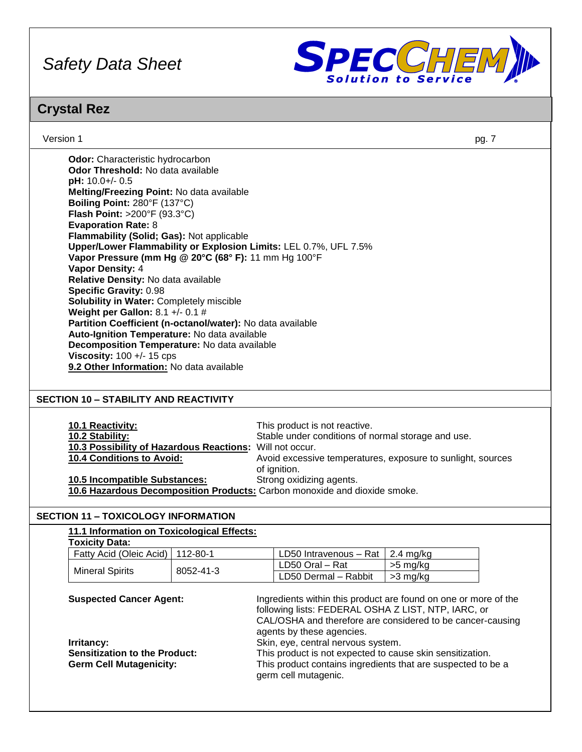**Odor:** Characteristic hydrocarbon
**Odor Threshold:** No data available
**pH:** 10.0+/- 0.5
**Melting/Freezing Point:** No data available
**Boiling Point:** 280°F (137°C)
**Flash Point:** >200°F (93.3°C)
**Evaporation Rate:** 8
**Flammability (Solid; Gas):** Not applicable
**Upper/Lower Flammability or Explosion Limits:** LEL 0.7%, UFL 7.5%
**Vapor Pressure (mm Hg @ 20°C (68° F):** 11 mm Hg 100°F
**Vapor Density:** 4
**Relative Density:** No data available
**Specific Gravity:** 0.98
**Solubility in Water:** Completely miscible
**Weight per Gallon:** 8.1 +/- 0.1 #
**Partition Coefficient (n-octanol/water):** No data available
**Auto-Ignition Temperature:** No data available
**Decomposition Temperature:** No data available
**Viscosity:** 100 +/- 15 cps
**9.2 Other Information:** No data available

## SECTION 10 – STABILITY AND REACTIVITY

**10.1 Reactivity:** This product is not reactive.
**10.2 Stability:** Stable under conditions of normal storage and use.
**10.3 Possibility of Hazardous Reactions:** Will not occur.
**10.4 Conditions to Avoid:** Avoid excessive temperatures, exposure to sunlight, sources of ignition.
**10.5 Incompatible Substances:** Strong oxidizing agents.
**10.6 Hazardous Decomposition Products:** Carbon monoxide and dioxide smoke.

## SECTION 11 – TOXICOLOGY INFORMATION

**11.1 Information on Toxicological Effects:**
**Toxicity Data:**

| Fatty Acid (Oleic Acid) | 112-80-1 | LD50 Intravenous – Rat | 2.4 mg/kg |
|---|---|---|---|
| Mineral Spirits | 8052-41-3 | LD50 Oral – Rat | >5 mg/kg |
| | | LD50 Dermal – Rabbit | >3 mg/kg |

**Suspected Cancer Agent:** Ingredients within this product are found on one or more of the following lists: FEDERAL OSHA Z LIST, NTP, IARC, or CAL/OSHA and therefore are considered to be cancer-causing agents by these agencies.
**Irritancy:** Skin, eye, central nervous system.
**Sensitization to the Product:** This product is not expected to cause skin sensitization.
**Germ Cell Mutagenicity:** This product contains ingredients that are suspected to be a germ cell mutagenic.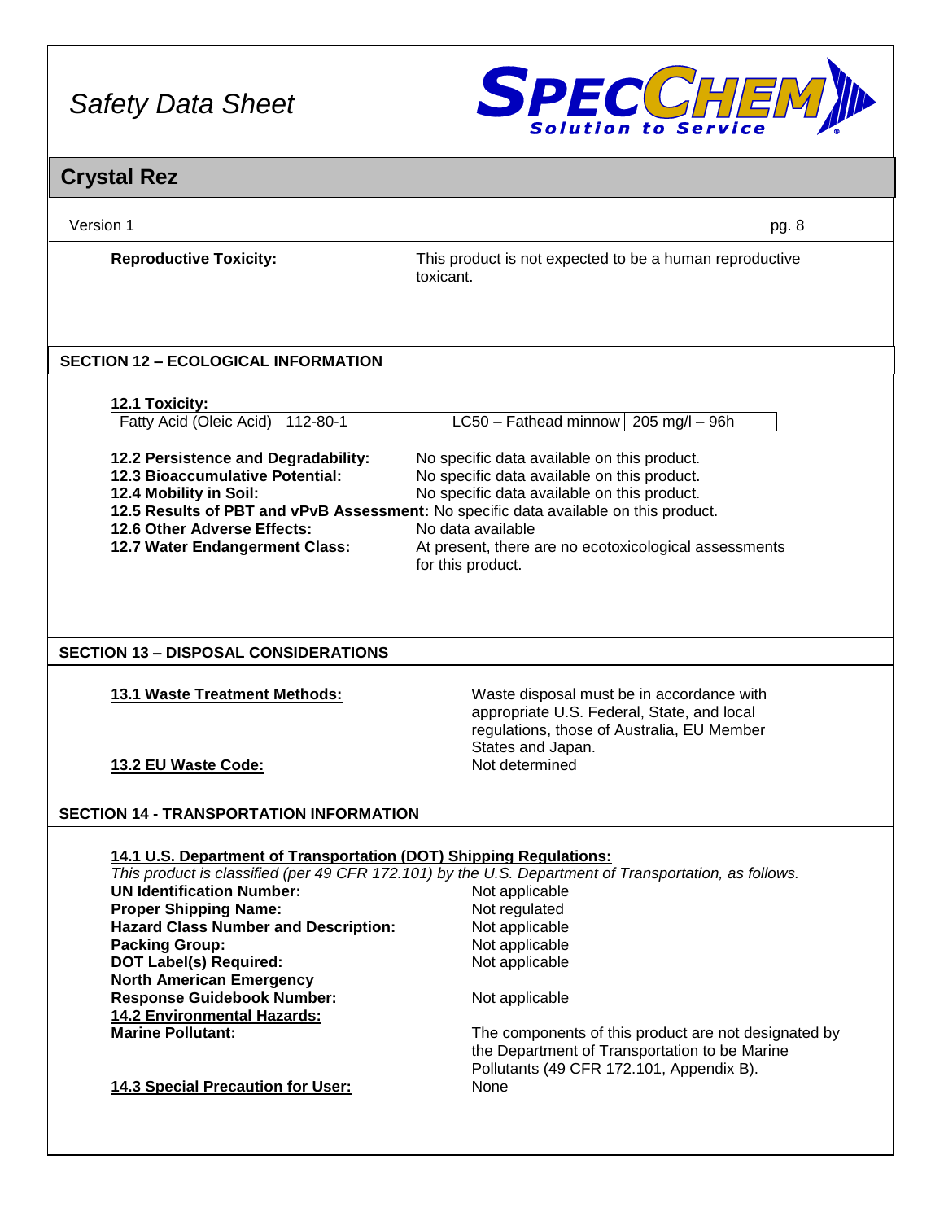**Reproductive Toxicity:** This product is not expected to be a human reproductive toxicant.

## SECTION 12 – ECOLOGICAL INFORMATION

**12.1 Toxicity:**

| Fatty Acid (Oleic Acid) | 112-80-1 | LC50 – Fathead minnow | 205 mg/l – 96h |
|---|---|---|---|

**12.2 Persistence and Degradability:** No specific data available on this product.
**12.3 Bioaccumulative Potential:** No specific data available on this product.
**12.4 Mobility in Soil:** No specific data available on this product.
**12.5 Results of PBT and vPvB Assessment:** No specific data available on this product.
**12.6 Other Adverse Effects:** No data available
**12.7 Water Endangerment Class:** At present, there are no ecotoxicological assessments for this product.

## SECTION 13 – DISPOSAL CONSIDERATIONS

**13.1 Waste Treatment Methods:** Waste disposal must be in accordance with appropriate U.S. Federal, State, and local regulations, those of Australia, EU Member States and Japan.

**13.2 EU Waste Code:** Not determined

## SECTION 14 - TRANSPORTATION INFORMATION

**14.1 U.S. Department of Transportation (DOT) Shipping Regulations:**
*This product is classified (per 49 CFR 172.101) by the U.S. Department of Transportation, as follows.*

**UN Identification Number:** Not applicable
**Proper Shipping Name:** Not regulated
**Hazard Class Number and Description:** Not applicable
**Packing Group:** Not applicable
**DOT Label(s) Required:** Not applicable
**North American Emergency Response Guidebook Number:** Not applicable

**14.2 Environmental Hazards:**
**Marine Pollutant:** The components of this product are not designated by the Department of Transportation to be Marine Pollutants (49 CFR 172.101, Appendix B).

**14.3 Special Precaution for User:** None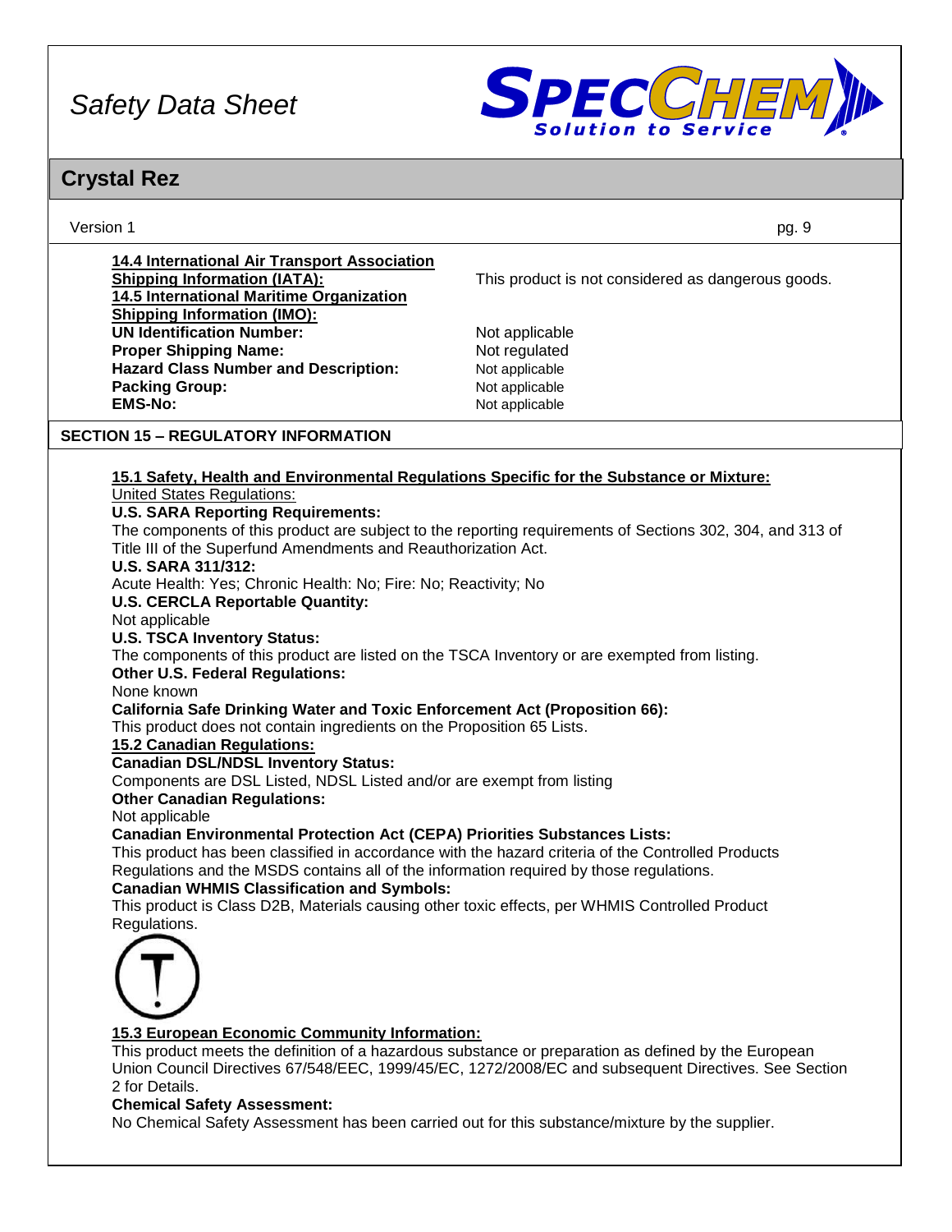**14.4 International Air Transport Association Shipping Information (IATA):** This product is not considered as dangerous goods.

**14.5 International Maritime Organization Shipping Information (IMO):**

| | |
|---|---|
| **UN Identification Number:** | Not applicable |
| **Proper Shipping Name:** | Not regulated |
| **Hazard Class Number and Description:** | Not applicable |
| **Packing Group:** | Not applicable |
| **EMS-No:** | Not applicable |

## SECTION 15 – REGULATORY INFORMATION

**15.1 Safety, Health and Environmental Regulations Specific for the Substance or Mixture:**

United States Regulations:

**U.S. SARA Reporting Requirements:**
The components of this product are subject to the reporting requirements of Sections 302, 304, and 313 of Title III of the Superfund Amendments and Reauthorization Act.

**U.S. SARA 311/312:**
Acute Health: Yes; Chronic Health: No; Fire: No; Reactivity; No

**U.S. CERCLA Reportable Quantity:**
Not applicable

**U.S. TSCA Inventory Status:**
The components of this product are listed on the TSCA Inventory or are exempted from listing.

**Other U.S. Federal Regulations:**
None known

**California Safe Drinking Water and Toxic Enforcement Act (Proposition 66):**
This product does not contain ingredients on the Proposition 65 Lists.

**15.2 Canadian Regulations:**

**Canadian DSL/NDSL Inventory Status:**
Components are DSL Listed, NDSL Listed and/or are exempt from listing

**Other Canadian Regulations:**
Not applicable

**Canadian Environmental Protection Act (CEPA) Priorities Substances Lists:**
This product has been classified in accordance with the hazard criteria of the Controlled Products Regulations and the MSDS contains all of the information required by those regulations.

**Canadian WHMIS Classification and Symbols:**
This product is Class D2B, Materials causing other toxic effects, per WHMIS Controlled Product Regulations.

**15.3 European Economic Community Information:**
This product meets the definition of a hazardous substance or preparation as defined by the European Union Council Directives 67/548/EEC, 1999/45/EC, 1272/2008/EC and subsequent Directives. See Section 2 for Details.

**Chemical Safety Assessment:**
No Chemical Safety Assessment has been carried out for this substance/mixture by the supplier.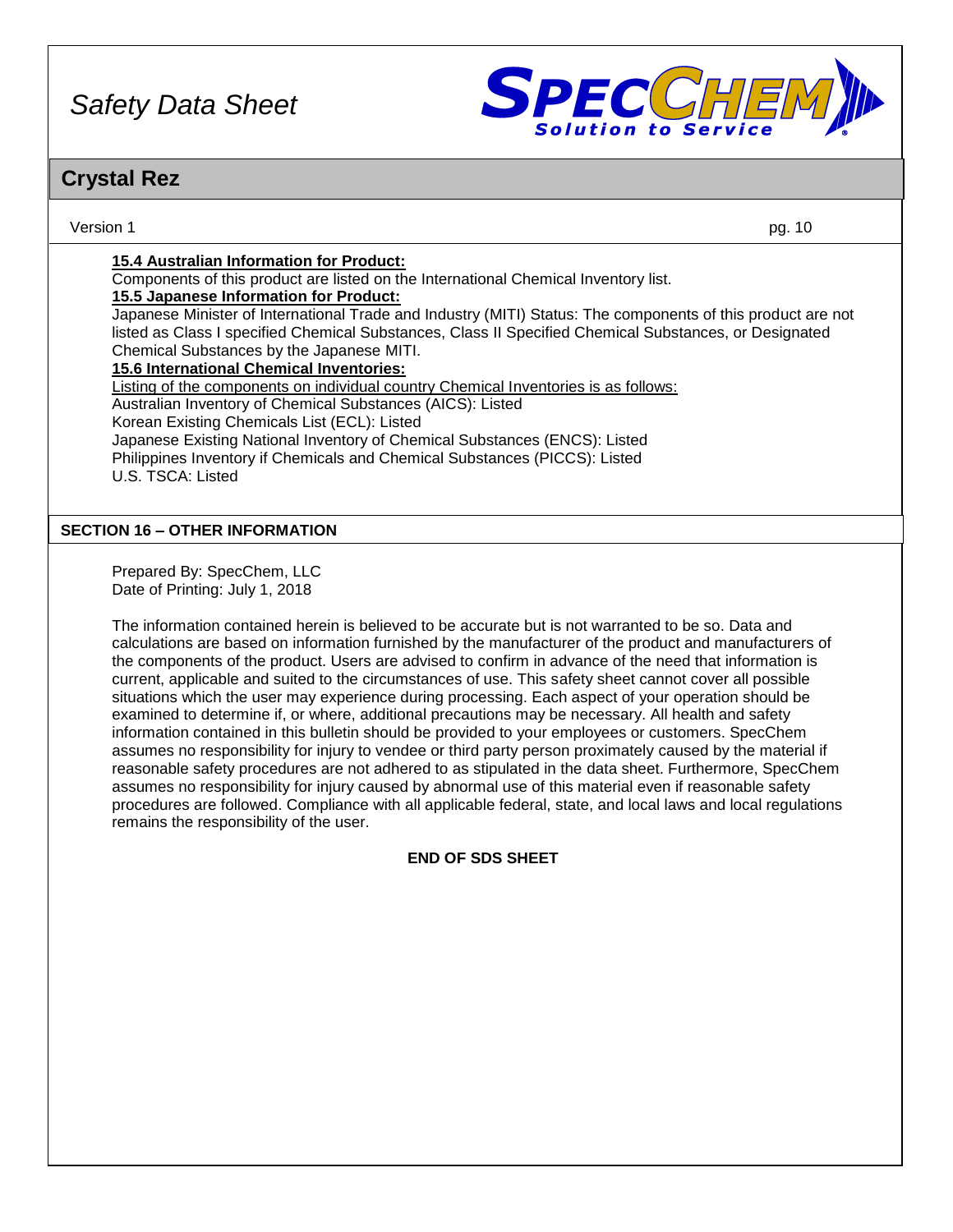**15.4 Australian Information for Product:**

Components of this product are listed on the International Chemical Inventory list.

**15.5 Japanese Information for Product:**

Japanese Minister of International Trade and Industry (MITI) Status: The components of this product are not listed as Class I specified Chemical Substances, Class II Specified Chemical Substances, or Designated Chemical Substances by the Japanese MITI.

**15.6 International Chemical Inventories:**

Listing of the components on individual country Chemical Inventories is as follows:

Australian Inventory of Chemical Substances (AICS): Listed
Korean Existing Chemicals List (ECL): Listed
Japanese Existing National Inventory of Chemical Substances (ENCS): Listed
Philippines Inventory if Chemicals and Chemical Substances (PICCS): Listed
U.S. TSCA: Listed

## SECTION 16 – OTHER INFORMATION

Prepared By: SpecChem, LLC
Date of Printing: July 1, 2018

The information contained herein is believed to be accurate but is not warranted to be so. Data and calculations are based on information furnished by the manufacturer of the product and manufacturers of the components of the product. Users are advised to confirm in advance of the need that information is current, applicable and suited to the circumstances of use. This safety sheet cannot cover all possible situations which the user may experience during processing. Each aspect of your operation should be examined to determine if, or where, additional precautions may be necessary. All health and safety information contained in this bulletin should be provided to your employees or customers. SpecChem assumes no responsibility for injury to vendee or third party person proximately caused by the material if reasonable safety procedures are not adhered to as stipulated in the data sheet. Furthermore, SpecChem assumes no responsibility for injury caused by abnormal use of this material even if reasonable safety procedures are followed. Compliance with all applicable federal, state, and local laws and local regulations remains the responsibility of the user.

**END OF SDS SHEET**